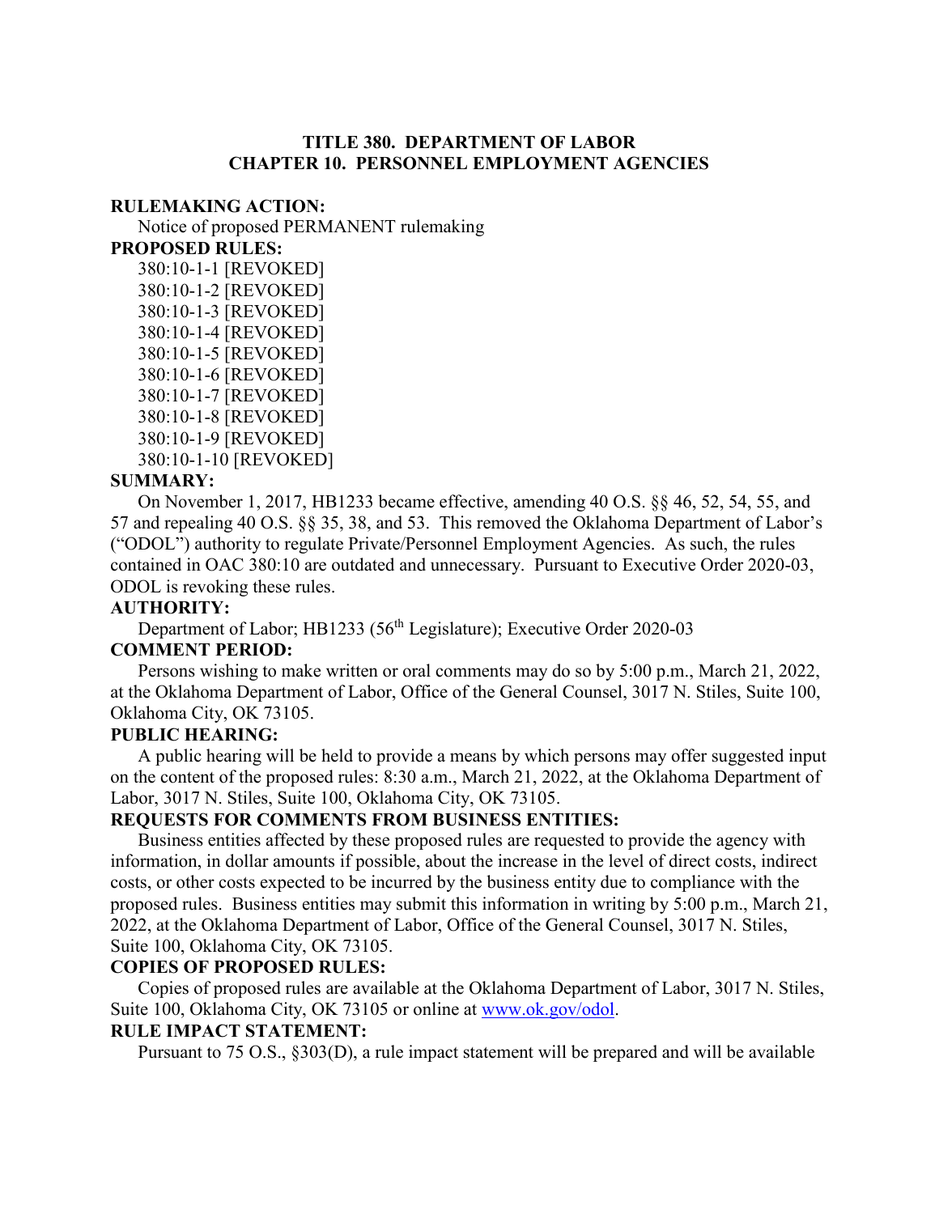# TITLE 380. DEPARTMENT OF LABOR
# CHAPTER 10. PERSONNEL EMPLOYMENT AGENCIES

**RULEMAKING ACTION:**

Notice of proposed PERMANENT rulemaking

**PROPOSED RULES:**

380:10-1-1 [REVOKED]
380:10-1-2 [REVOKED]
380:10-1-3 [REVOKED]
380:10-1-4 [REVOKED]
380:10-1-5 [REVOKED]
380:10-1-6 [REVOKED]
380:10-1-7 [REVOKED]
380:10-1-8 [REVOKED]
380:10-1-9 [REVOKED]
380:10-1-10 [REVOKED]

**SUMMARY:**

On November 1, 2017, HB1233 became effective, amending 40 O.S. §§ 46, 52, 54, 55, and 57 and repealing 40 O.S. §§ 35, 38, and 53. This removed the Oklahoma Department of Labor's ("ODOL") authority to regulate Private/Personnel Employment Agencies. As such, the rules contained in OAC 380:10 are outdated and unnecessary. Pursuant to Executive Order 2020-03, ODOL is revoking these rules.

**AUTHORITY:**

Department of Labor; HB1233 (56th Legislature); Executive Order 2020-03

**COMMENT PERIOD:**

Persons wishing to make written or oral comments may do so by 5:00 p.m., March 21, 2022, at the Oklahoma Department of Labor, Office of the General Counsel, 3017 N. Stiles, Suite 100, Oklahoma City, OK 73105.

**PUBLIC HEARING:**

A public hearing will be held to provide a means by which persons may offer suggested input on the content of the proposed rules: 8:30 a.m., March 21, 2022, at the Oklahoma Department of Labor, 3017 N. Stiles, Suite 100, Oklahoma City, OK 73105.

**REQUESTS FOR COMMENTS FROM BUSINESS ENTITIES:**

Business entities affected by these proposed rules are requested to provide the agency with information, in dollar amounts if possible, about the increase in the level of direct costs, indirect costs, or other costs expected to be incurred by the business entity due to compliance with the proposed rules. Business entities may submit this information in writing by 5:00 p.m., March 21, 2022, at the Oklahoma Department of Labor, Office of the General Counsel, 3017 N. Stiles, Suite 100, Oklahoma City, OK 73105.

**COPIES OF PROPOSED RULES:**

Copies of proposed rules are available at the Oklahoma Department of Labor, 3017 N. Stiles, Suite 100, Oklahoma City, OK 73105 or online at www.ok.gov/odol.

**RULE IMPACT STATEMENT:**

Pursuant to 75 O.S., §303(D), a rule impact statement will be prepared and will be available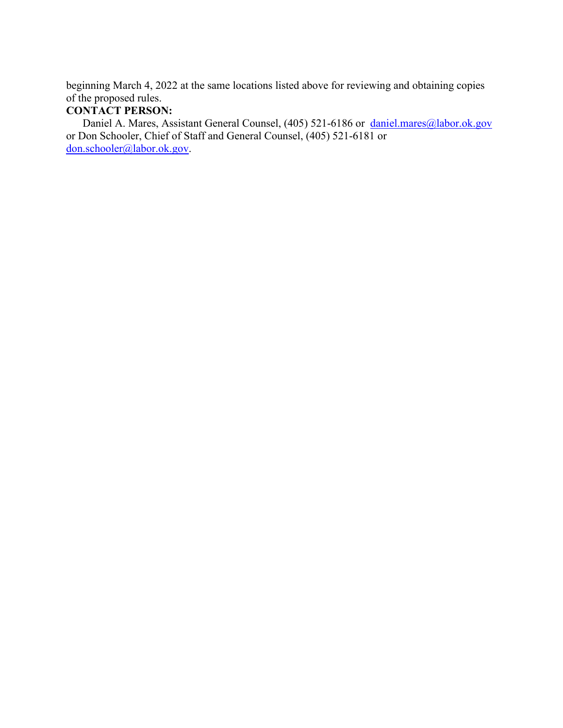beginning March 4, 2022 at the same locations listed above for reviewing and obtaining copies of the proposed rules.

**CONTACT PERSON:**

Daniel A. Mares, Assistant General Counsel, (405) 521-6186 or daniel.mares@labor.ok.gov or Don Schooler, Chief of Staff and General Counsel, (405) 521-6181 or don.schooler@labor.ok.gov.